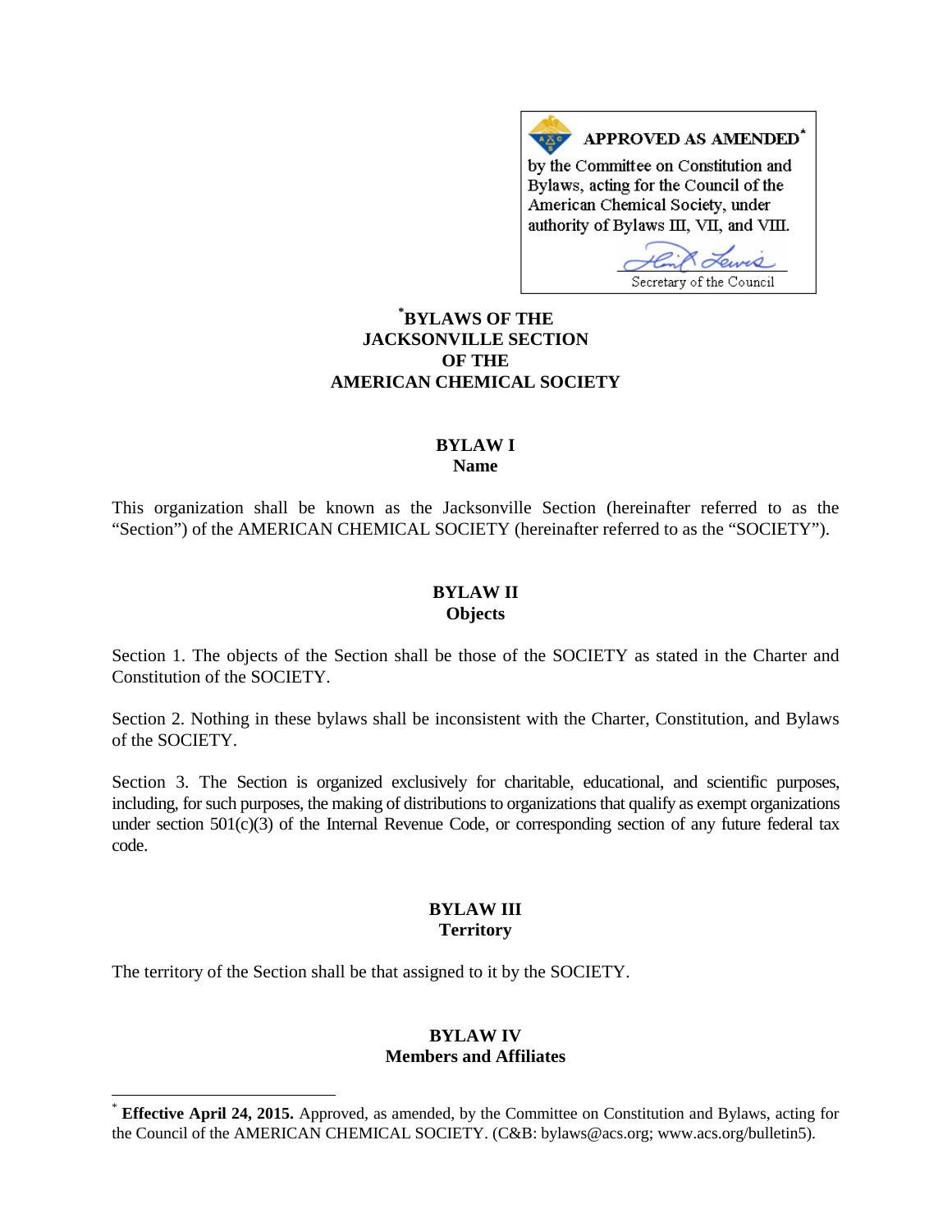APPROVED AS AMENDED*

by the Committee on Constitution and Bylaws, acting for the Council of the American Chemical Society, under authority of Bylaws III, VII, and VIII.

Secretary of the Council

# *BYLAWS OF THE JACKSONVILLE SECTION OF THE AMERICAN CHEMICAL SOCIETY

## BYLAW I
## Name

This organization shall be known as the Jacksonville Section (hereinafter referred to as the "Section") of the AMERICAN CHEMICAL SOCIETY (hereinafter referred to as the "SOCIETY").

## BYLAW II
## Objects

Section 1. The objects of the Section shall be those of the SOCIETY as stated in the Charter and Constitution of the SOCIETY.

Section 2. Nothing in these bylaws shall be inconsistent with the Charter, Constitution, and Bylaws of the SOCIETY.

Section 3. The Section is organized exclusively for charitable, educational, and scientific purposes, including, for such purposes, the making of distributions to organizations that qualify as exempt organizations under section 501(c)(3) of the Internal Revenue Code, or corresponding section of any future federal tax code.

## BYLAW III
## Territory

The territory of the Section shall be that assigned to it by the SOCIETY.

## BYLAW IV
## Members and Affiliates

* **Effective April 24, 2015.** Approved, as amended, by the Committee on Constitution and Bylaws, acting for the Council of the AMERICAN CHEMICAL SOCIETY. (C&B: bylaws@acs.org; www.acs.org/bulletin5).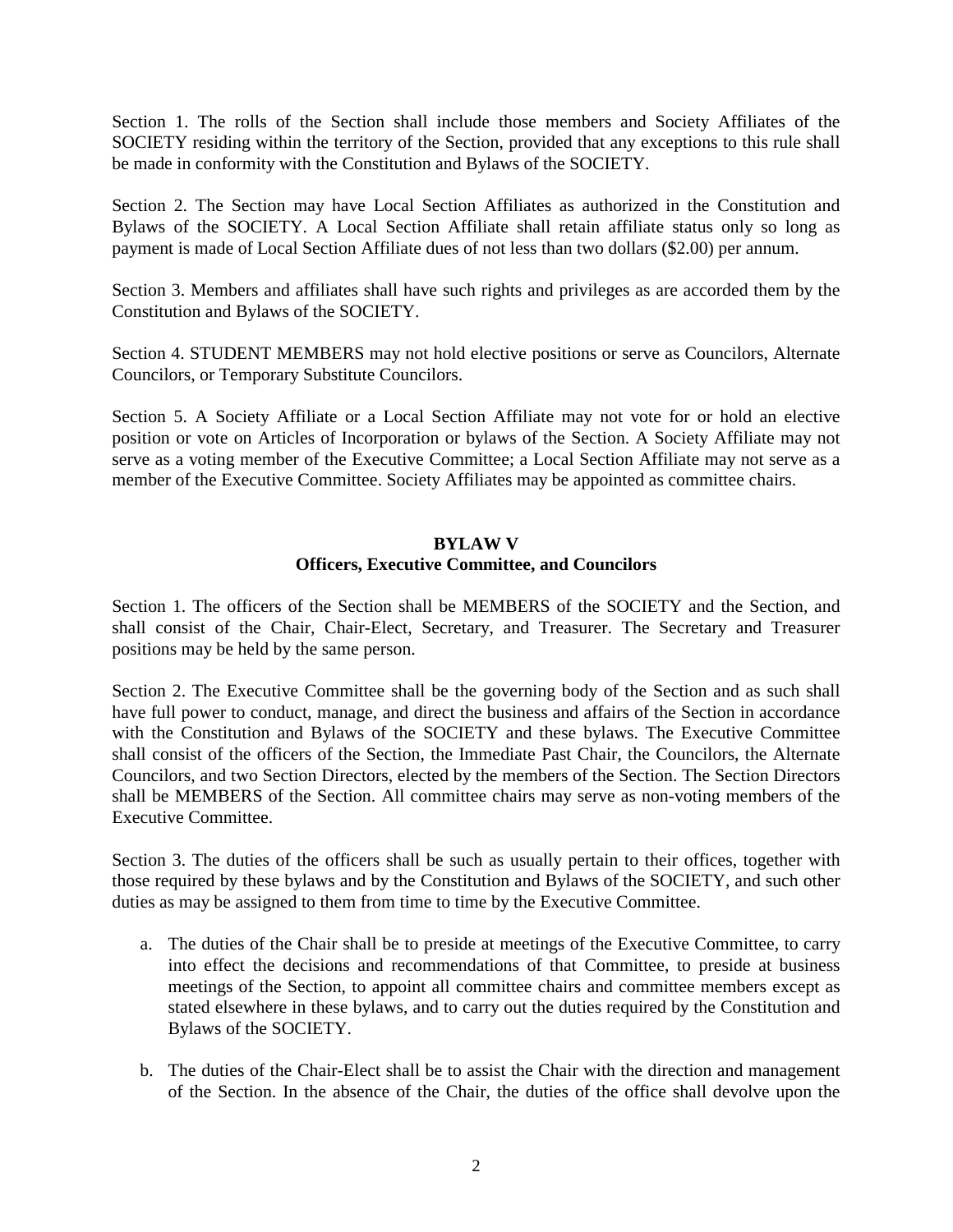Section 1. The rolls of the Section shall include those members and Society Affiliates of the SOCIETY residing within the territory of the Section, provided that any exceptions to this rule shall be made in conformity with the Constitution and Bylaws of the SOCIETY.

Section 2. The Section may have Local Section Affiliates as authorized in the Constitution and Bylaws of the SOCIETY. A Local Section Affiliate shall retain affiliate status only so long as payment is made of Local Section Affiliate dues of not less than two dollars ($2.00) per annum.

Section 3. Members and affiliates shall have such rights and privileges as are accorded them by the Constitution and Bylaws of the SOCIETY.

Section 4. STUDENT MEMBERS may not hold elective positions or serve as Councilors, Alternate Councilors, or Temporary Substitute Councilors.

Section 5. A Society Affiliate or a Local Section Affiliate may not vote for or hold an elective position or vote on Articles of Incorporation or bylaws of the Section. A Society Affiliate may not serve as a voting member of the Executive Committee; a Local Section Affiliate may not serve as a member of the Executive Committee. Society Affiliates may be appointed as committee chairs.

## BYLAW V
## Officers, Executive Committee, and Councilors

Section 1. The officers of the Section shall be MEMBERS of the SOCIETY and the Section, and shall consist of the Chair, Chair-Elect, Secretary, and Treasurer. The Secretary and Treasurer positions may be held by the same person.

Section 2. The Executive Committee shall be the governing body of the Section and as such shall have full power to conduct, manage, and direct the business and affairs of the Section in accordance with the Constitution and Bylaws of the SOCIETY and these bylaws. The Executive Committee shall consist of the officers of the Section, the Immediate Past Chair, the Councilors, the Alternate Councilors, and two Section Directors, elected by the members of the Section. The Section Directors shall be MEMBERS of the Section. All committee chairs may serve as non-voting members of the Executive Committee.

Section 3. The duties of the officers shall be such as usually pertain to their offices, together with those required by these bylaws and by the Constitution and Bylaws of the SOCIETY, and such other duties as may be assigned to them from time to time by the Executive Committee.

a. The duties of the Chair shall be to preside at meetings of the Executive Committee, to carry into effect the decisions and recommendations of that Committee, to preside at business meetings of the Section, to appoint all committee chairs and committee members except as stated elsewhere in these bylaws, and to carry out the duties required by the Constitution and Bylaws of the SOCIETY.

b. The duties of the Chair-Elect shall be to assist the Chair with the direction and management of the Section. In the absence of the Chair, the duties of the office shall devolve upon the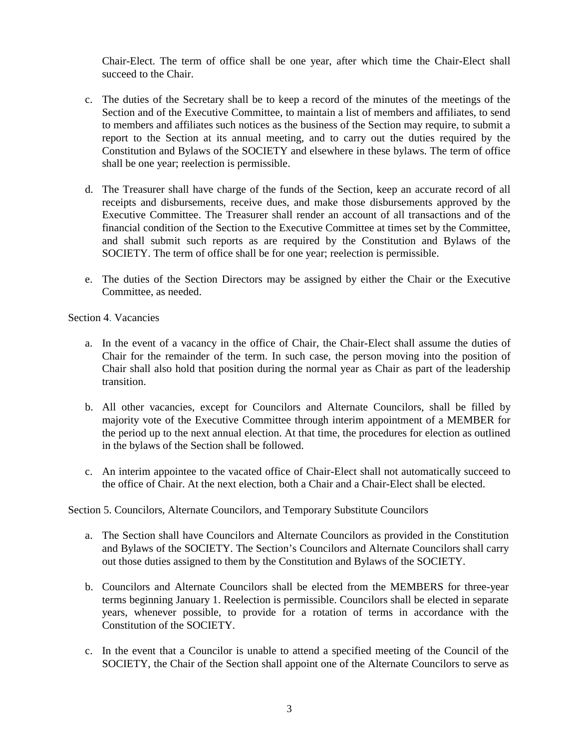Chair-Elect. The term of office shall be one year, after which time the Chair-Elect shall succeed to the Chair.

c. The duties of the Secretary shall be to keep a record of the minutes of the meetings of the Section and of the Executive Committee, to maintain a list of members and affiliates, to send to members and affiliates such notices as the business of the Section may require, to submit a report to the Section at its annual meeting, and to carry out the duties required by the Constitution and Bylaws of the SOCIETY and elsewhere in these bylaws. The term of office shall be one year; reelection is permissible.

d. The Treasurer shall have charge of the funds of the Section, keep an accurate record of all receipts and disbursements, receive dues, and make those disbursements approved by the Executive Committee. The Treasurer shall render an account of all transactions and of the financial condition of the Section to the Executive Committee at times set by the Committee, and shall submit such reports as are required by the Constitution and Bylaws of the SOCIETY. The term of office shall be for one year; reelection is permissible.

e. The duties of the Section Directors may be assigned by either the Chair or the Executive Committee, as needed.

Section 4. Vacancies

a. In the event of a vacancy in the office of Chair, the Chair-Elect shall assume the duties of Chair for the remainder of the term. In such case, the person moving into the position of Chair shall also hold that position during the normal year as Chair as part of the leadership transition.

b. All other vacancies, except for Councilors and Alternate Councilors, shall be filled by majority vote of the Executive Committee through interim appointment of a MEMBER for the period up to the next annual election. At that time, the procedures for election as outlined in the bylaws of the Section shall be followed.

c. An interim appointee to the vacated office of Chair-Elect shall not automatically succeed to the office of Chair. At the next election, both a Chair and a Chair-Elect shall be elected.

Section 5. Councilors, Alternate Councilors, and Temporary Substitute Councilors

a. The Section shall have Councilors and Alternate Councilors as provided in the Constitution and Bylaws of the SOCIETY. The Section's Councilors and Alternate Councilors shall carry out those duties assigned to them by the Constitution and Bylaws of the SOCIETY.

b. Councilors and Alternate Councilors shall be elected from the MEMBERS for three-year terms beginning January 1. Reelection is permissible. Councilors shall be elected in separate years, whenever possible, to provide for a rotation of terms in accordance with the Constitution of the SOCIETY.

c. In the event that a Councilor is unable to attend a specified meeting of the Council of the SOCIETY, the Chair of the Section shall appoint one of the Alternate Councilors to serve as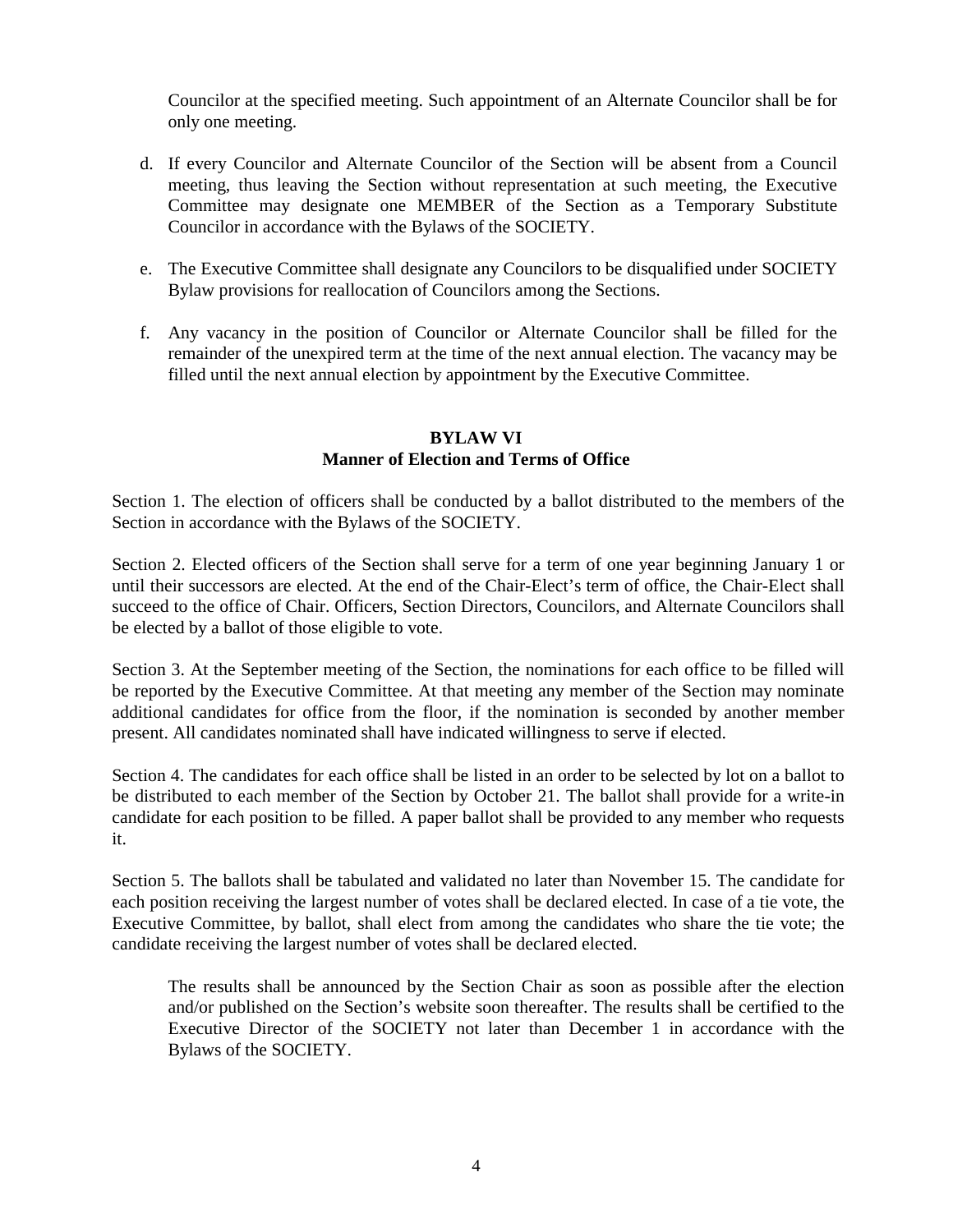Councilor at the specified meeting. Such appointment of an Alternate Councilor shall be for only one meeting.

d. If every Councilor and Alternate Councilor of the Section will be absent from a Council meeting, thus leaving the Section without representation at such meeting, the Executive Committee may designate one MEMBER of the Section as a Temporary Substitute Councilor in accordance with the Bylaws of the SOCIETY.

e. The Executive Committee shall designate any Councilors to be disqualified under SOCIETY Bylaw provisions for reallocation of Councilors among the Sections.

f. Any vacancy in the position of Councilor or Alternate Councilor shall be filled for the remainder of the unexpired term at the time of the next annual election. The vacancy may be filled until the next annual election by appointment by the Executive Committee.

## BYLAW VI
## Manner of Election and Terms of Office

Section 1. The election of officers shall be conducted by a ballot distributed to the members of the Section in accordance with the Bylaws of the SOCIETY.

Section 2. Elected officers of the Section shall serve for a term of one year beginning January 1 or until their successors are elected. At the end of the Chair-Elect's term of office, the Chair-Elect shall succeed to the office of Chair. Officers, Section Directors, Councilors, and Alternate Councilors shall be elected by a ballot of those eligible to vote.

Section 3. At the September meeting of the Section, the nominations for each office to be filled will be reported by the Executive Committee. At that meeting any member of the Section may nominate additional candidates for office from the floor, if the nomination is seconded by another member present. All candidates nominated shall have indicated willingness to serve if elected.

Section 4. The candidates for each office shall be listed in an order to be selected by lot on a ballot to be distributed to each member of the Section by October 21. The ballot shall provide for a write-in candidate for each position to be filled. A paper ballot shall be provided to any member who requests it.

Section 5. The ballots shall be tabulated and validated no later than November 15. The candidate for each position receiving the largest number of votes shall be declared elected. In case of a tie vote, the Executive Committee, by ballot, shall elect from among the candidates who share the tie vote; the candidate receiving the largest number of votes shall be declared elected.

The results shall be announced by the Section Chair as soon as possible after the election and/or published on the Section's website soon thereafter. The results shall be certified to the Executive Director of the SOCIETY not later than December 1 in accordance with the Bylaws of the SOCIETY.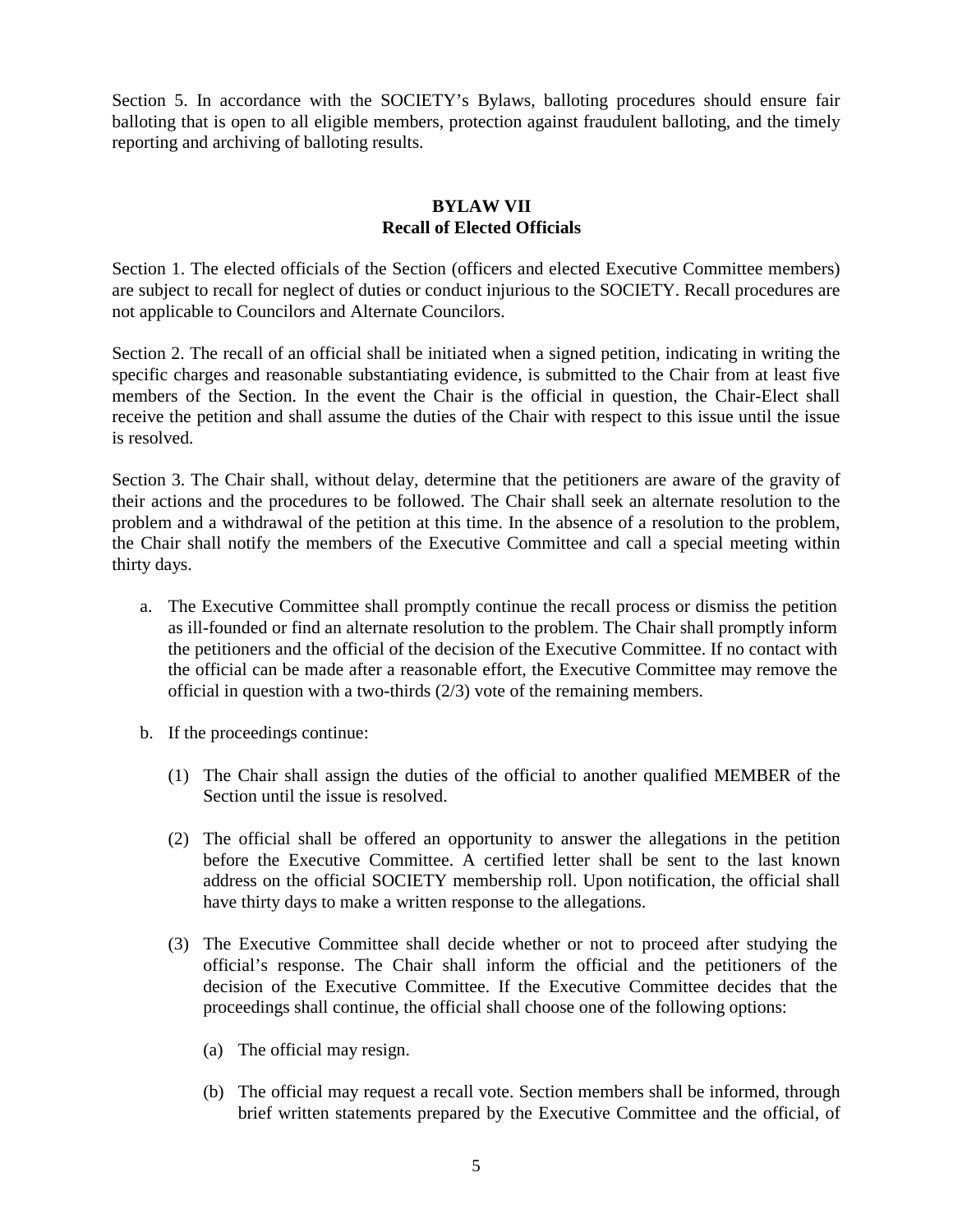Section 5. In accordance with the SOCIETY's Bylaws, balloting procedures should ensure fair balloting that is open to all eligible members, protection against fraudulent balloting, and the timely reporting and archiving of balloting results.

## BYLAW VII
## Recall of Elected Officials

Section 1. The elected officials of the Section (officers and elected Executive Committee members) are subject to recall for neglect of duties or conduct injurious to the SOCIETY. Recall procedures are not applicable to Councilors and Alternate Councilors.

Section 2. The recall of an official shall be initiated when a signed petition, indicating in writing the specific charges and reasonable substantiating evidence, is submitted to the Chair from at least five members of the Section. In the event the Chair is the official in question, the Chair-Elect shall receive the petition and shall assume the duties of the Chair with respect to this issue until the issue is resolved.

Section 3. The Chair shall, without delay, determine that the petitioners are aware of the gravity of their actions and the procedures to be followed. The Chair shall seek an alternate resolution to the problem and a withdrawal of the petition at this time. In the absence of a resolution to the problem, the Chair shall notify the members of the Executive Committee and call a special meeting within thirty days.

a. The Executive Committee shall promptly continue the recall process or dismiss the petition as ill-founded or find an alternate resolution to the problem. The Chair shall promptly inform the petitioners and the official of the decision of the Executive Committee. If no contact with the official can be made after a reasonable effort, the Executive Committee may remove the official in question with a two-thirds (2/3) vote of the remaining members.

b. If the proceedings continue:

   (1) The Chair shall assign the duties of the official to another qualified MEMBER of the Section until the issue is resolved.

   (2) The official shall be offered an opportunity to answer the allegations in the petition before the Executive Committee. A certified letter shall be sent to the last known address on the official SOCIETY membership roll. Upon notification, the official shall have thirty days to make a written response to the allegations.

   (3) The Executive Committee shall decide whether or not to proceed after studying the official's response. The Chair shall inform the official and the petitioners of the decision of the Executive Committee. If the Executive Committee decides that the proceedings shall continue, the official shall choose one of the following options:

      (a) The official may resign.

      (b) The official may request a recall vote. Section members shall be informed, through brief written statements prepared by the Executive Committee and the official, of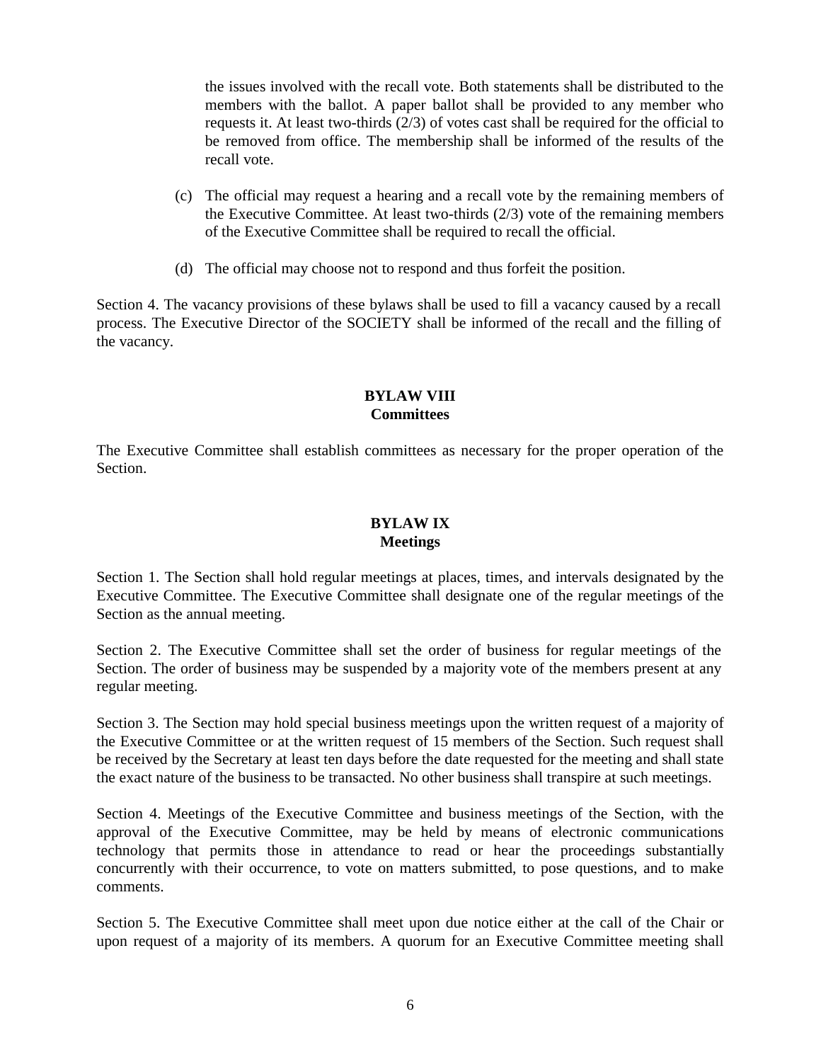the issues involved with the recall vote. Both statements shall be distributed to the members with the ballot. A paper ballot shall be provided to any member who requests it. At least two-thirds (2/3) of votes cast shall be required for the official to be removed from office. The membership shall be informed of the results of the recall vote.

(c) The official may request a hearing and a recall vote by the remaining members of the Executive Committee. At least two-thirds (2/3) vote of the remaining members of the Executive Committee shall be required to recall the official.

(d) The official may choose not to respond and thus forfeit the position.

Section 4. The vacancy provisions of these bylaws shall be used to fill a vacancy caused by a recall process. The Executive Director of the SOCIETY shall be informed of the recall and the filling of the vacancy.

## BYLAW VIII
## Committees

The Executive Committee shall establish committees as necessary for the proper operation of the Section.

## BYLAW IX
## Meetings

Section 1. The Section shall hold regular meetings at places, times, and intervals designated by the Executive Committee. The Executive Committee shall designate one of the regular meetings of the Section as the annual meeting.

Section 2. The Executive Committee shall set the order of business for regular meetings of the Section. The order of business may be suspended by a majority vote of the members present at any regular meeting.

Section 3. The Section may hold special business meetings upon the written request of a majority of the Executive Committee or at the written request of 15 members of the Section. Such request shall be received by the Secretary at least ten days before the date requested for the meeting and shall state the exact nature of the business to be transacted. No other business shall transpire at such meetings.

Section 4. Meetings of the Executive Committee and business meetings of the Section, with the approval of the Executive Committee, may be held by means of electronic communications technology that permits those in attendance to read or hear the proceedings substantially concurrently with their occurrence, to vote on matters submitted, to pose questions, and to make comments.

Section 5. The Executive Committee shall meet upon due notice either at the call of the Chair or upon request of a majority of its members. A quorum for an Executive Committee meeting shall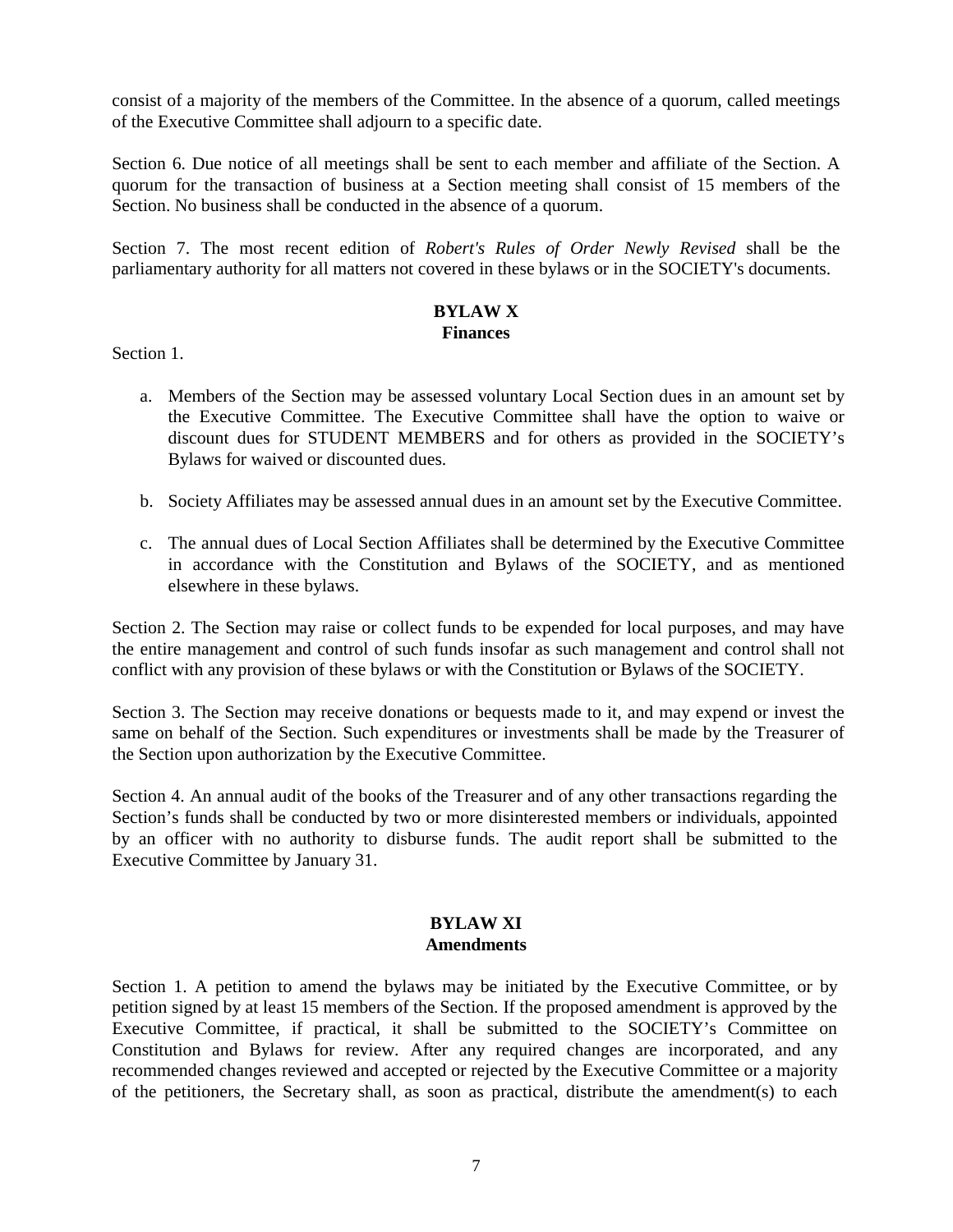consist of a majority of the members of the Committee. In the absence of a quorum, called meetings of the Executive Committee shall adjourn to a specific date.

Section 6. Due notice of all meetings shall be sent to each member and affiliate of the Section. A quorum for the transaction of business at a Section meeting shall consist of 15 members of the Section. No business shall be conducted in the absence of a quorum.

Section 7. The most recent edition of *Robert's Rules of Order Newly Revised* shall be the parliamentary authority for all matters not covered in these bylaws or in the SOCIETY's documents.

## BYLAW X
## Finances

Section 1.

a. Members of the Section may be assessed voluntary Local Section dues in an amount set by the Executive Committee. The Executive Committee shall have the option to waive or discount dues for STUDENT MEMBERS and for others as provided in the SOCIETY's Bylaws for waived or discounted dues.

b. Society Affiliates may be assessed annual dues in an amount set by the Executive Committee.

c. The annual dues of Local Section Affiliates shall be determined by the Executive Committee in accordance with the Constitution and Bylaws of the SOCIETY, and as mentioned elsewhere in these bylaws.

Section 2. The Section may raise or collect funds to be expended for local purposes, and may have the entire management and control of such funds insofar as such management and control shall not conflict with any provision of these bylaws or with the Constitution or Bylaws of the SOCIETY.

Section 3. The Section may receive donations or bequests made to it, and may expend or invest the same on behalf of the Section. Such expenditures or investments shall be made by the Treasurer of the Section upon authorization by the Executive Committee.

Section 4. An annual audit of the books of the Treasurer and of any other transactions regarding the Section's funds shall be conducted by two or more disinterested members or individuals, appointed by an officer with no authority to disburse funds. The audit report shall be submitted to the Executive Committee by January 31.

## BYLAW XI
## Amendments

Section 1. A petition to amend the bylaws may be initiated by the Executive Committee, or by petition signed by at least 15 members of the Section. If the proposed amendment is approved by the Executive Committee, if practical, it shall be submitted to the SOCIETY's Committee on Constitution and Bylaws for review. After any required changes are incorporated, and any recommended changes reviewed and accepted or rejected by the Executive Committee or a majority of the petitioners, the Secretary shall, as soon as practical, distribute the amendment(s) to each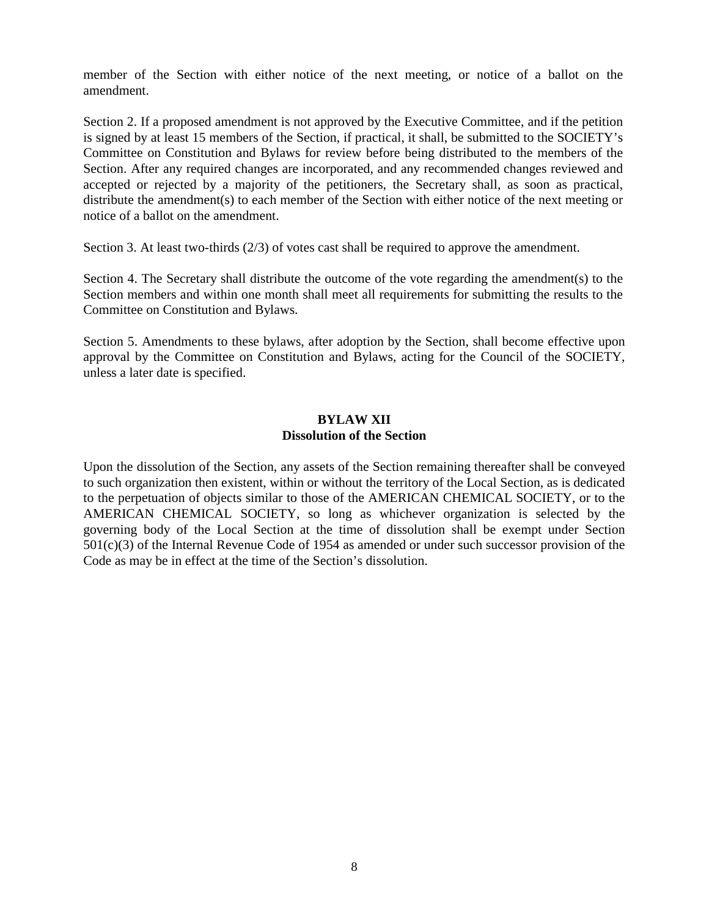member of the Section with either notice of the next meeting, or notice of a ballot on the amendment.

Section 2. If a proposed amendment is not approved by the Executive Committee, and if the petition is signed by at least 15 members of the Section, if practical, it shall, be submitted to the SOCIETY's Committee on Constitution and Bylaws for review before being distributed to the members of the Section. After any required changes are incorporated, and any recommended changes reviewed and accepted or rejected by a majority of the petitioners, the Secretary shall, as soon as practical, distribute the amendment(s) to each member of the Section with either notice of the next meeting or notice of a ballot on the amendment.

Section 3. At least two-thirds (2/3) of votes cast shall be required to approve the amendment.

Section 4. The Secretary shall distribute the outcome of the vote regarding the amendment(s) to the Section members and within one month shall meet all requirements for submitting the results to the Committee on Constitution and Bylaws.

Section 5. Amendments to these bylaws, after adoption by the Section, shall become effective upon approval by the Committee on Constitution and Bylaws, acting for the Council of the SOCIETY, unless a later date is specified.

## BYLAW XII
## Dissolution of the Section

Upon the dissolution of the Section, any assets of the Section remaining thereafter shall be conveyed to such organization then existent, within or without the territory of the Local Section, as is dedicated to the perpetuation of objects similar to those of the AMERICAN CHEMICAL SOCIETY, or to the AMERICAN CHEMICAL SOCIETY, so long as whichever organization is selected by the governing body of the Local Section at the time of dissolution shall be exempt under Section 501(c)(3) of the Internal Revenue Code of 1954 as amended or under such successor provision of the Code as may be in effect at the time of the Section's dissolution.